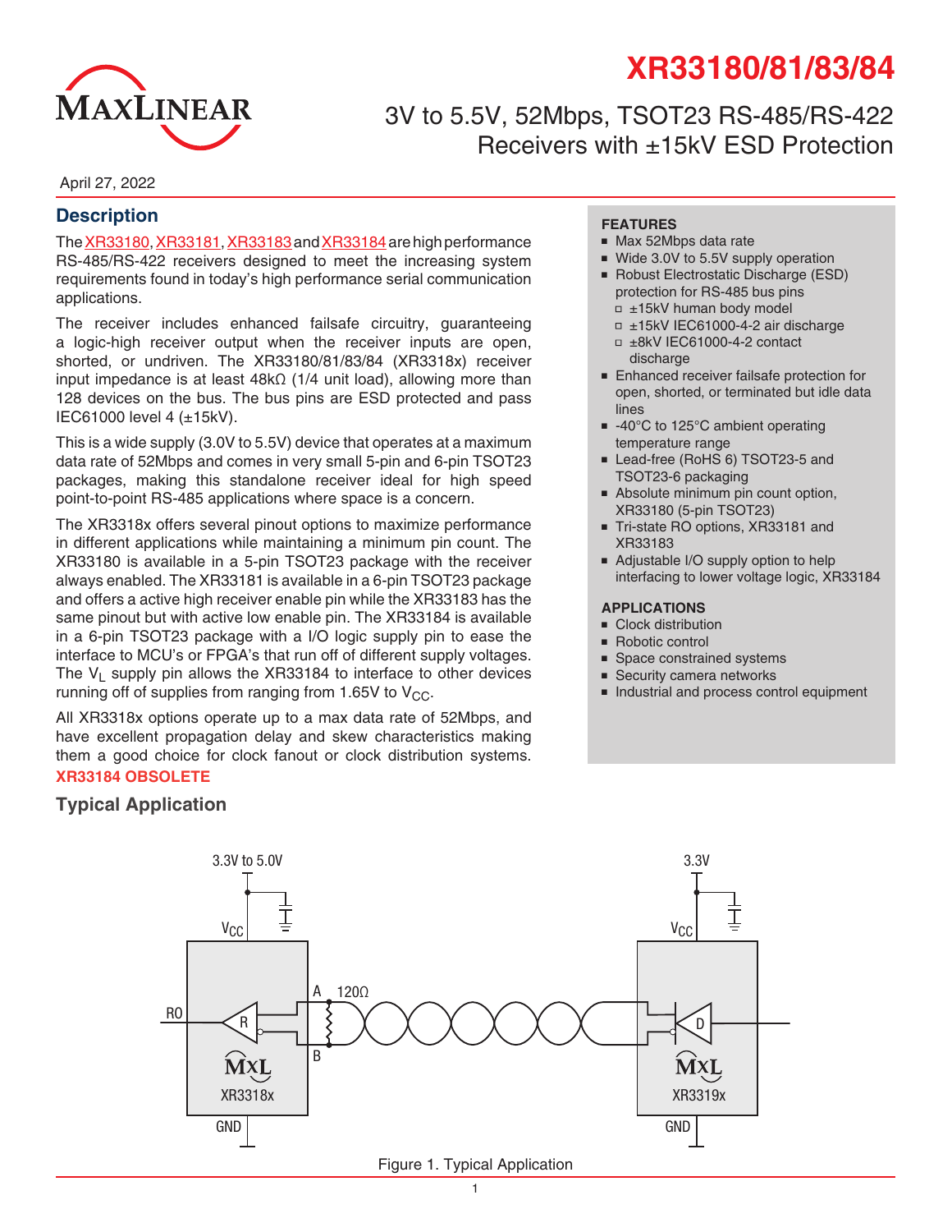# XR33180/81/83/84

## 3V to 5.5V, 52Mbps, TSOT23 RS-485/RS-422 Receivers with ±15kV ESD Protection

April 27, 2022

## Description

The XR33180, XR33181, XR33183 and XR33184 are high performance RS-485/RS-422 receivers designed to meet the increasing system requirements found in today's high performance serial communication applications.

The receiver includes enhanced failsafe circuitry, guaranteeing a logic-high receiver output when the receiver inputs are open, shorted, or undriven. The XR33180/81/83/84 (XR3318x) receiver input impedance is at least 48kΩ (1/4 unit load), allowing more than 128 devices on the bus. The bus pins are ESD protected and pass IEC61000 level 4 (±15kV).

This is a wide supply (3.0V to 5.5V) device that operates at a maximum data rate of 52Mbps and comes in very small 5-pin and 6-pin TSOT23 packages, making this standalone receiver ideal for high speed point-to-point RS-485 applications where space is a concern.

The XR3318x offers several pinout options to maximize performance in different applications while maintaining a minimum pin count. The XR33180 is available in a 5-pin TSOT23 package with the receiver always enabled. The XR33181 is available in a 6-pin TSOT23 package and offers a active high receiver enable pin while the XR33183 has the same pinout but with active low enable pin. The XR33184 is available in a 6-pin TSOT23 package with a I/O logic supply pin to ease the interface to MCU's or FPGA's that run off of different supply voltages. The $V_L$ supply pin allows the XR33184 to interface to other devices running off of supplies from ranging from 1.65V to $V_{CC}$.

All XR3318x options operate up to a max data rate of 52Mbps, and have excellent propagation delay and skew characteristics making them a good choice for clock fanout or clock distribution systems.

**XR33184 OBSOLETE**

### FEATURES

- Max 52Mbps data rate
- Wide 3.0V to 5.5V supply operation
- Robust Electrostatic Discharge (ESD) protection for RS-485 bus pins
  - ±15kV human body model
  - ±15kV IEC61000-4-2 air discharge
  - ±8kV IEC61000-4-2 contact discharge
- Enhanced receiver failsafe protection for open, shorted, or terminated but idle data lines
- -40°C to 125°C ambient operating temperature range
- Lead-free (RoHS 6) TSOT23-5 and TSOT23-6 packaging
- Absolute minimum pin count option, XR33180 (5-pin TSOT23)
- Tri-state RO options, XR33181 and XR33183
- Adjustable I/O supply option to help interfacing to lower voltage logic, XR33184

### APPLICATIONS

- Clock distribution
- Robotic control
- Space constrained systems
- Security camera networks
- Industrial and process control equipment

## Typical Application

Figure 1. Typical Application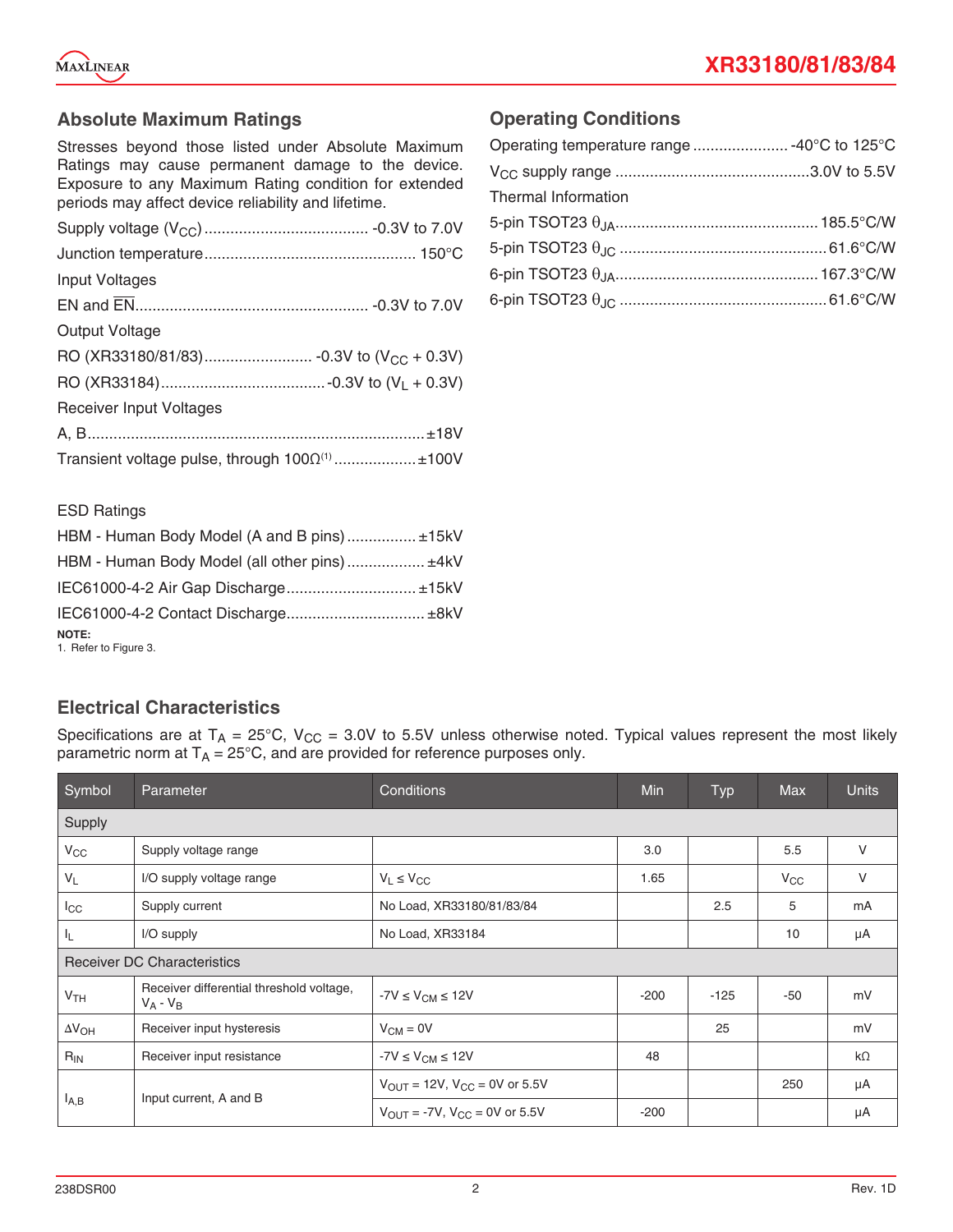## Absolute Maximum Ratings

Stresses beyond those listed under Absolute Maximum Ratings may cause permanent damage to the device. Exposure to any Maximum Rating condition for extended periods may affect device reliability and lifetime.

Supply voltage ($V_{CC}$) ..................................... -0.3V to 7.0V

Junction temperature................................................ 150°C

Input Voltages

EN and $\overline{EN}$..................................................... -0.3V to 7.0V

Output Voltage

RO (XR33180/81/83)......................... -0.3V to ($V_{CC}$ + 0.3V)

RO (XR33184)...................................... -0.3V to ($V_L$ + 0.3V)

Receiver Input Voltages

A, B.............................................................................±18V

Transient voltage pulse, through 100Ω[1] ...................±100V

ESD Ratings

HBM - Human Body Model (A and B pins)................±15kV

HBM - Human Body Model (all other pins)..................±4kV

IEC61000-4-2 Air Gap Discharge.............................±15kV

IEC61000-4-2 Contact Discharge...............................±8kV

**NOTE:**
1. Refer to Figure 3.

## Operating Conditions

Operating temperature range ...................... -40°C to 125°C

$V_{CC}$ supply range ............................................3.0V to 5.5V

Thermal Information

5-pin TSOT23 $\theta_{JA}$.............................................. 185.5°C/W

5-pin TSOT23 $\theta_{JC}$ ............................................... 61.6°C/W

6-pin TSOT23 $\theta_{JA}$.............................................. 167.3°C/W

6-pin TSOT23 $\theta_{JC}$ ............................................... 61.6°C/W

## Electrical Characteristics

Specifications are at $T_A$ = 25°C, $V_{CC}$ = 3.0V to 5.5V unless otherwise noted. Typical values represent the most likely parametric norm at $T_A$ = 25°C, and are provided for reference purposes only.

| Symbol | Parameter | Conditions | Min | Typ | Max | Units |
|---|---|---|---|---|---|---|
| **Supply** | | | | | | |
| $V_{CC}$ | Supply voltage range | | 3.0 | | 5.5 | V |
| $V_L$ | I/O supply voltage range | $V_L \leq V_{CC}$ | 1.65 | | $V_{CC}$ | V |
| $I_{CC}$ | Supply current | No Load, XR33180/81/83/84 | | 2.5 | 5 | mA |
| $I_L$ | I/O supply | No Load, XR33184 | | | 10 | µA |
| **Receiver DC Characteristics** | | | | | | |
| $V_{TH}$ | Receiver differential threshold voltage, $V_A$ - $V_B$ | -7V ≤ $V_{CM}$ ≤ 12V | -200 | -125 | -50 | mV |
| $\Delta V_{OH}$ | Receiver input hysteresis | $V_{CM}$ = 0V | | 25 | | mV |
| $R_{IN}$ | Receiver input resistance | -7V ≤ $V_{CM}$ ≤ 12V | 48 | | | kΩ |
| $I_{A,B}$ | Input current, A and B | $V_{OUT}$ = 12V, $V_{CC}$ = 0V or 5.5V | | | 250 | µA |
| | | $V_{OUT}$ = -7V, $V_{CC}$ = 0V or 5.5V | -200 | | | µA |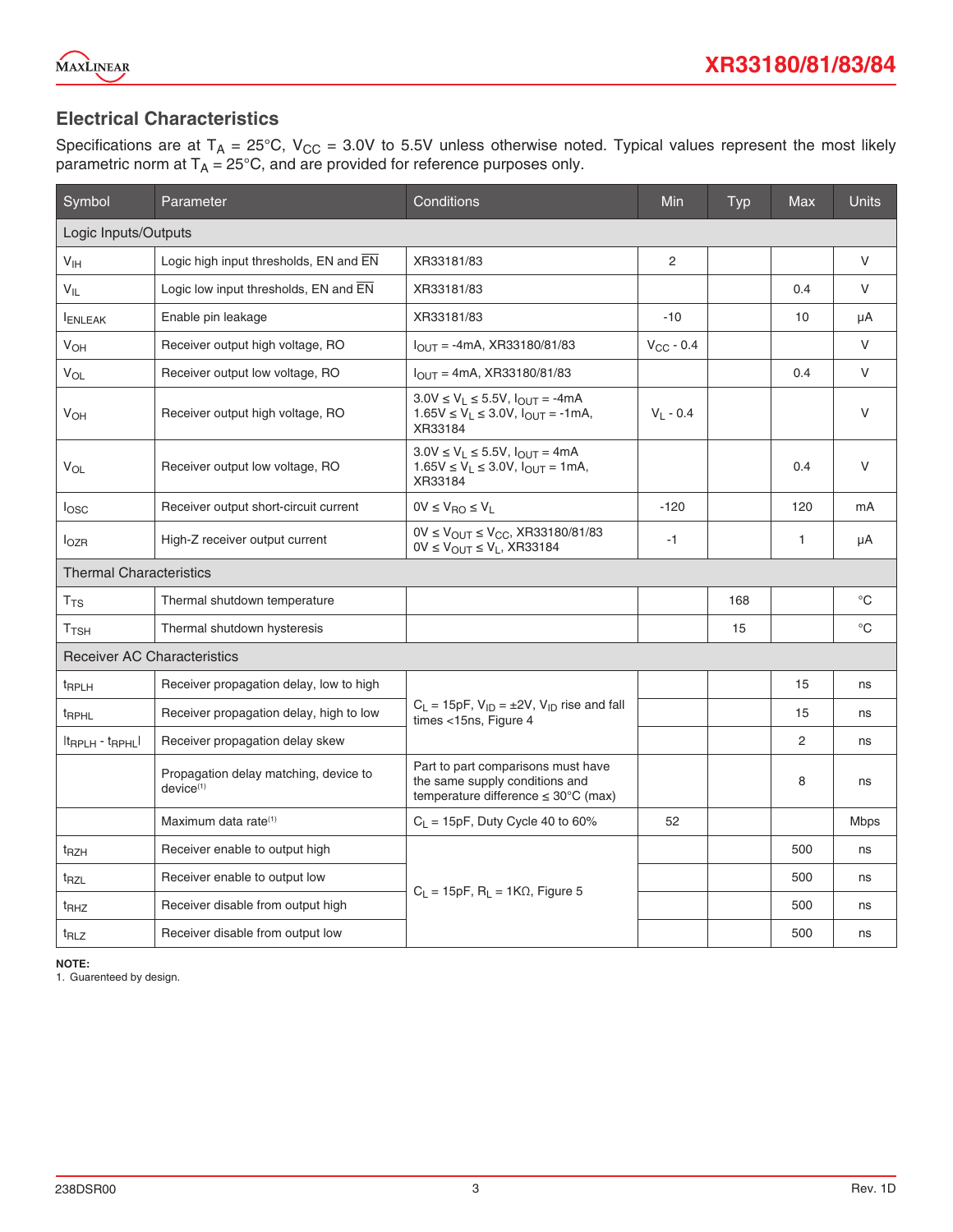## Electrical Characteristics

Specifications are at $T_A$ = 25°C, $V_{CC}$ = 3.0V to 5.5V unless otherwise noted. Typical values represent the most likely parametric norm at $T_A$ = 25°C, and are provided for reference purposes only.

| Symbol | Parameter | Conditions | Min | Typ | Max | Units |
|---|---|---|---|---|---|---|
| **Logic Inputs/Outputs** | | | | | | |
| $V_{IH}$ | Logic high input thresholds, EN and $\overline{EN}$ | XR33181/83 | 2 | | | V |
| $V_{IL}$ | Logic low input thresholds, EN and $\overline{EN}$ | XR33181/83 | | | 0.4 | V |
| $I_{ENLEAK}$ | Enable pin leakage | XR33181/83 | -10 | | 10 | µA |
| $V_{OH}$ | Receiver output high voltage, RO | $I_{OUT}$ = -4mA, XR33180/81/83 | $V_{CC}$ - 0.4 | | | V |
| $V_{OL}$ | Receiver output low voltage, RO | $I_{OUT}$ = 4mA, XR33180/81/83 | | | 0.4 | V |
| $V_{OH}$ | Receiver output high voltage, RO | 3.0V ≤ $V_L$ ≤ 5.5V, $I_{OUT}$ = -4mA<br>1.65V ≤ $V_L$ ≤ 3.0V, $I_{OUT}$ = -1mA, XR33184 | $V_L$ - 0.4 | | | V |
| $V_{OL}$ | Receiver output low voltage, RO | 3.0V ≤ $V_L$ ≤ 5.5V, $I_{OUT}$ = 4mA<br>1.65V ≤ $V_L$ ≤ 3.0V, $I_{OUT}$ = 1mA, XR33184 | | | 0.4 | V |
| $I_{OSC}$ | Receiver output short-circuit current | 0V ≤ $V_{RO}$ ≤ $V_L$ | -120 | | 120 | mA |
| $I_{OZR}$ | High-Z receiver output current | 0V ≤ $V_{OUT}$ ≤ $V_{CC}$, XR33180/81/83<br>0V ≤ $V_{OUT}$ ≤ $V_L$, XR33184 | -1 | | 1 | µA |
| **Thermal Characteristics** | | | | | | |
| $T_{TS}$ | Thermal shutdown temperature | | | 168 | | °C |
| $T_{TSH}$ | Thermal shutdown hysteresis | | | 15 | | °C |
| **Receiver AC Characteristics** | | | | | | |
| $t_{RPLH}$ | Receiver propagation delay, low to high | $C_L$ = 15pF, $V_{ID}$ = ±2V, $V_{ID}$ rise and fall times <15ns, Figure 4 | | | 15 | ns |
| $t_{RPHL}$ | Receiver propagation delay, high to low | $C_L$ = 15pF, $V_{ID}$ = ±2V, $V_{ID}$ rise and fall times <15ns, Figure 4 | | | 15 | ns |
| $\|t_{RPLH} - t_{RPHL}\|$ | Receiver propagation delay skew | $C_L$ = 15pF, $V_{ID}$ = ±2V, $V_{ID}$ rise and fall times <15ns, Figure 4 | | | 2 | ns |
| | Propagation delay matching, device to device[1] | Part to part comparisons must have the same supply conditions and temperature difference ≤ 30°C (max) | | | 8 | ns |
| | Maximum data rate[1] | $C_L$ = 15pF, Duty Cycle 40 to 60% | 52 | | | Mbps |
| $t_{RZH}$ | Receiver enable to output high | $C_L$ = 15pF, $R_L$ = 1KΩ, Figure 5 | | | 500 | ns |
| $t_{RZL}$ | Receiver enable to output low | $C_L$ = 15pF, $R_L$ = 1KΩ, Figure 5 | | | 500 | ns |
| $t_{RHZ}$ | Receiver disable from output high | $C_L$ = 15pF, $R_L$ = 1KΩ, Figure 5 | | | 500 | ns |
| $t_{RLZ}$ | Receiver disable from output low | $C_L$ = 15pF, $R_L$ = 1KΩ, Figure 5 | | | 500 | ns |

**NOTE:**
1. Guarenteed by design.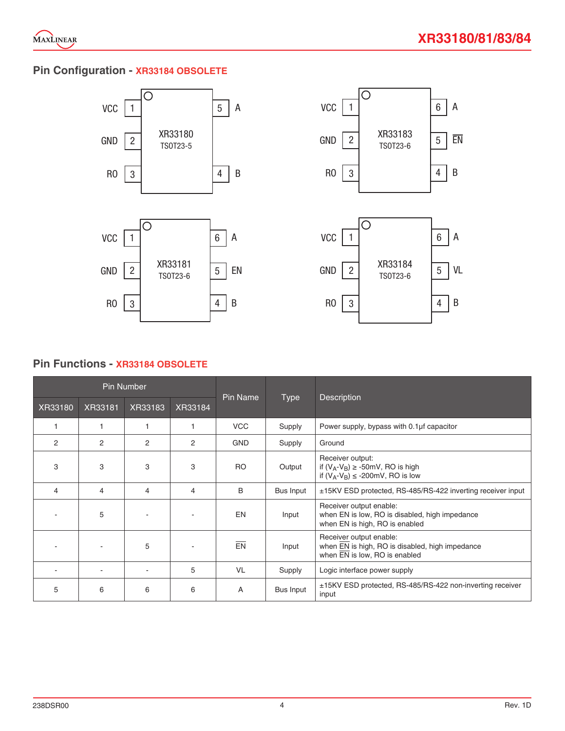## Pin Configuration - XR33184 OBSOLETE

XR33180 TSOT23-5: VCC 1, GND 2, RO 3, B 4, A 5

XR33183 TSOT23-6: VCC 1, GND 2, RO 3, B 4, $\overline{EN}$ 5, A 6

XR33181 TSOT23-6: VCC 1, GND 2, RO 3, B 4, EN 5, A 6

XR33184 TSOT23-6: VCC 1, GND 2, RO 3, B 4, VL 5, A 6

## Pin Functions - XR33184 OBSOLETE

| Pin Number | | | | Pin Name | Type | Description |
|---|---|---|---|---|---|---|
| XR33180 | XR33181 | XR33183 | XR33184 | | | |
| 1 | 1 | 1 | 1 | VCC | Supply | Power supply, bypass with 0.1µf capacitor |
| 2 | 2 | 2 | 2 | GND | Supply | Ground |
| 3 | 3 | 3 | 3 | RO | Output | Receiver output: if $(V_A-V_B) \geq$ -50mV, RO is high if $(V_A-V_B) \leq$ -200mV, RO is low |
| 4 | 4 | 4 | 4 | B | Bus Input | ±15KV ESD protected, RS-485/RS-422 inverting receiver input |
| - | 5 | - | - | EN | Input | Receiver output enable: when EN is low, RO is disabled, high impedance when EN is high, RO is enabled |
| - | - | 5 | - | $\overline{EN}$ | Input | Receiver output enable: when $\overline{EN}$ is high, RO is disabled, high impedance when $\overline{EN}$ is low, RO is enabled |
| - | - | - | 5 | VL | Supply | Logic interface power supply |
| 5 | 6 | 6 | 6 | A | Bus Input | ±15KV ESD protected, RS-485/RS-422 non-inverting receiver input |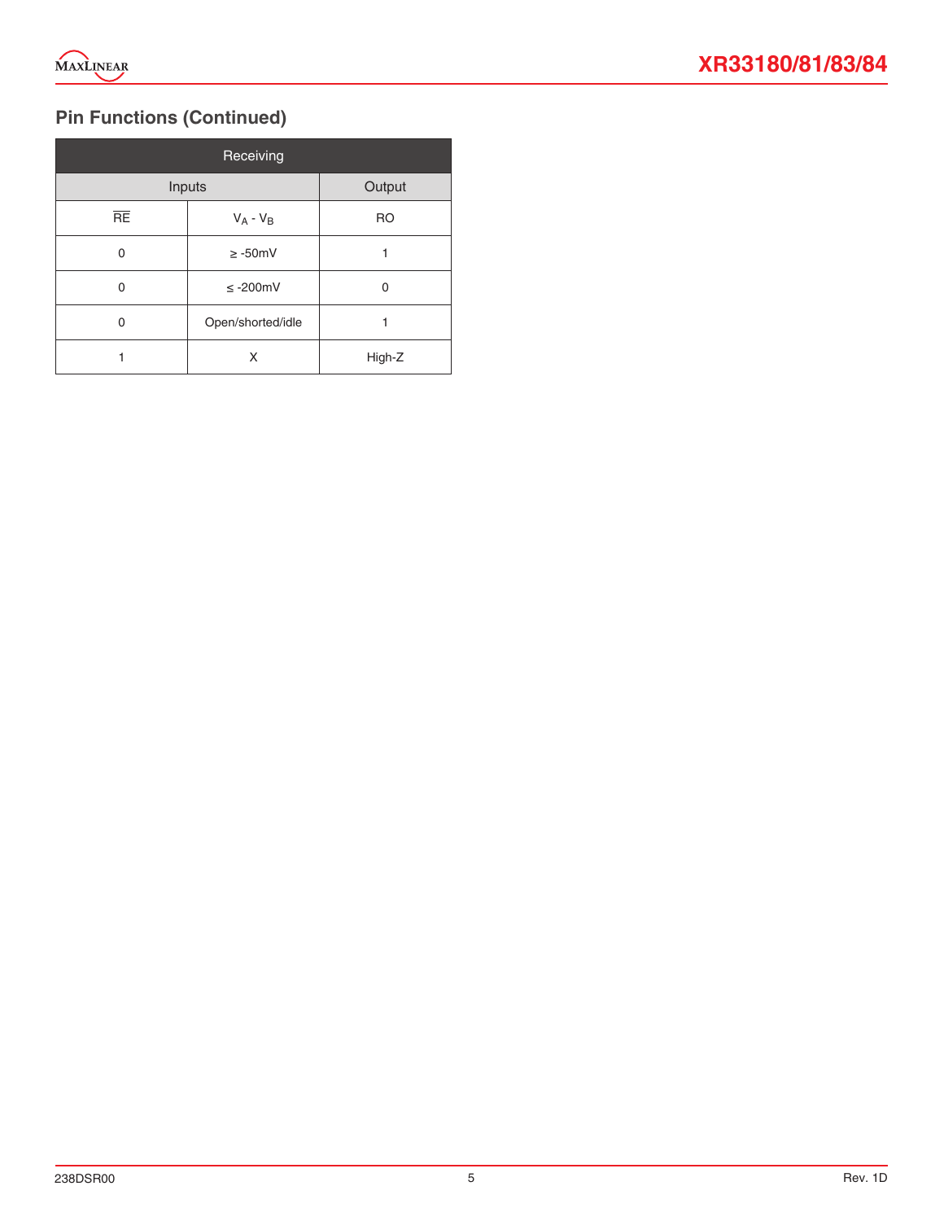## Pin Functions (Continued)

| Receiving | | |
|---|---|---|
| Inputs | | Output |
| $\overline{RE}$ | $V_A$ - $V_B$ | RO |
| 0 | ≥ -50mV | 1 |
| 0 | ≤ -200mV | 0 |
| 0 | Open/shorted/idle | 1 |
| 1 | X | High-Z |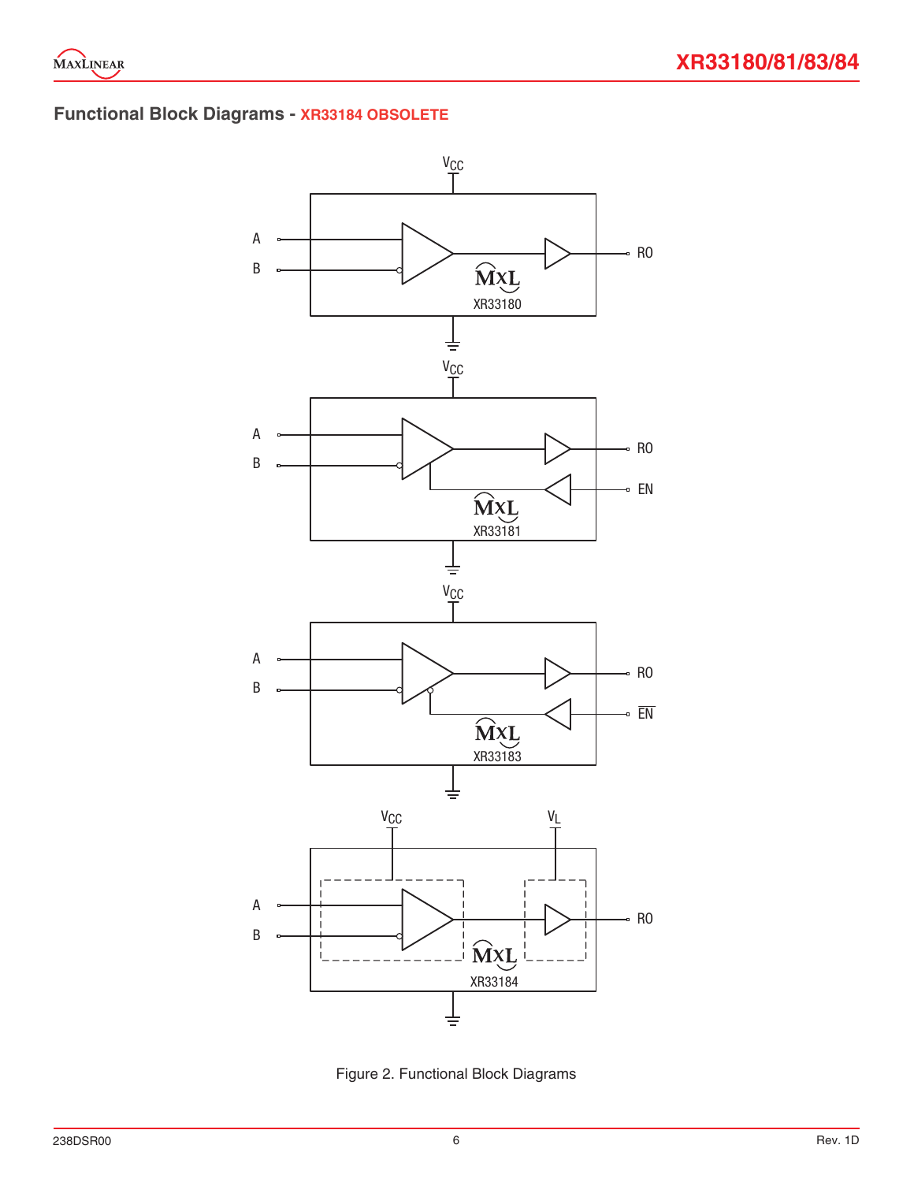## Functional Block Diagrams - XR33184 OBSOLETE

Figure 2. Functional Block Diagrams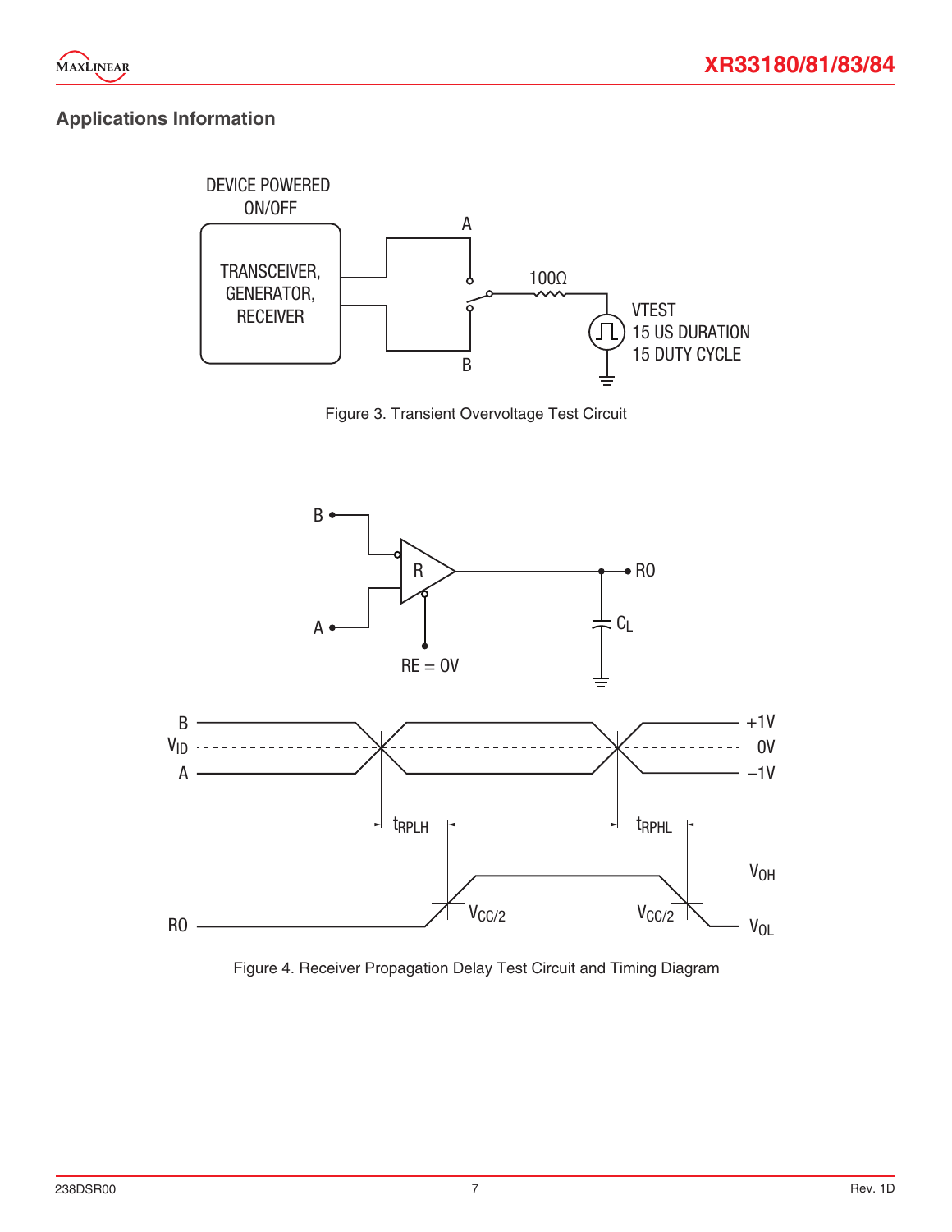## Applications Information

Figure 3. Transient Overvoltage Test Circuit

Figure 4. Receiver Propagation Delay Test Circuit and Timing Diagram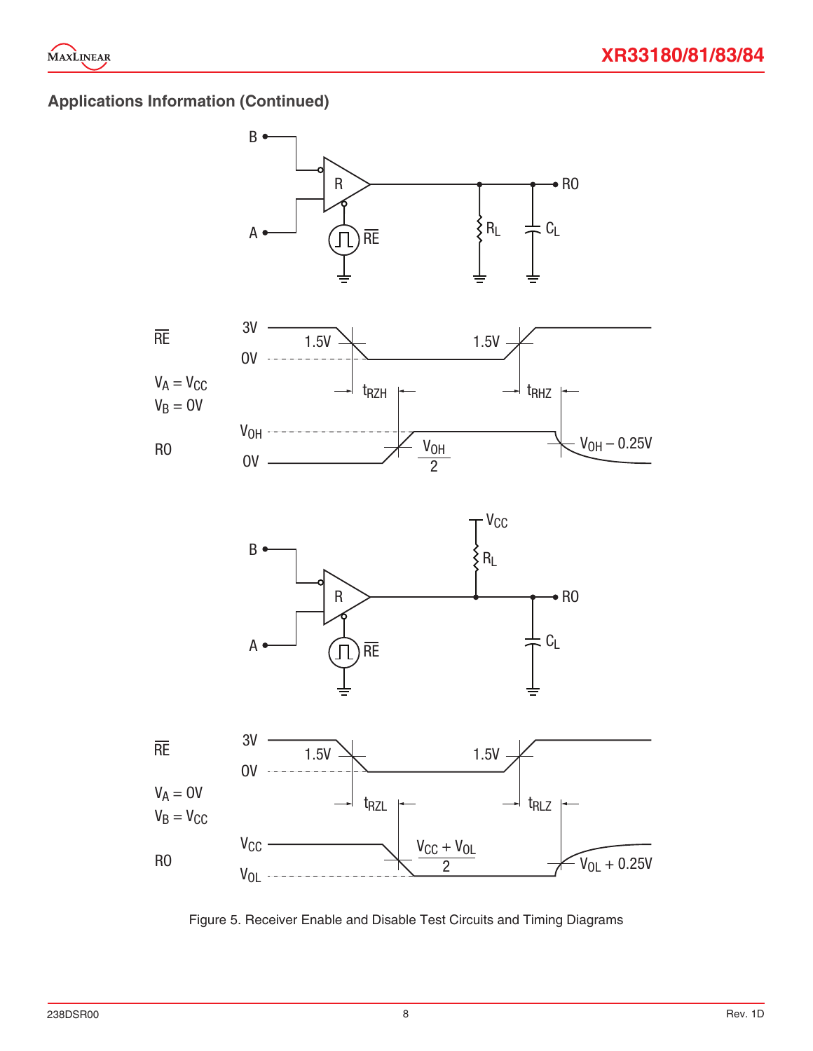## Applications Information (Continued)

Figure 5. Receiver Enable and Disable Test Circuits and Timing Diagrams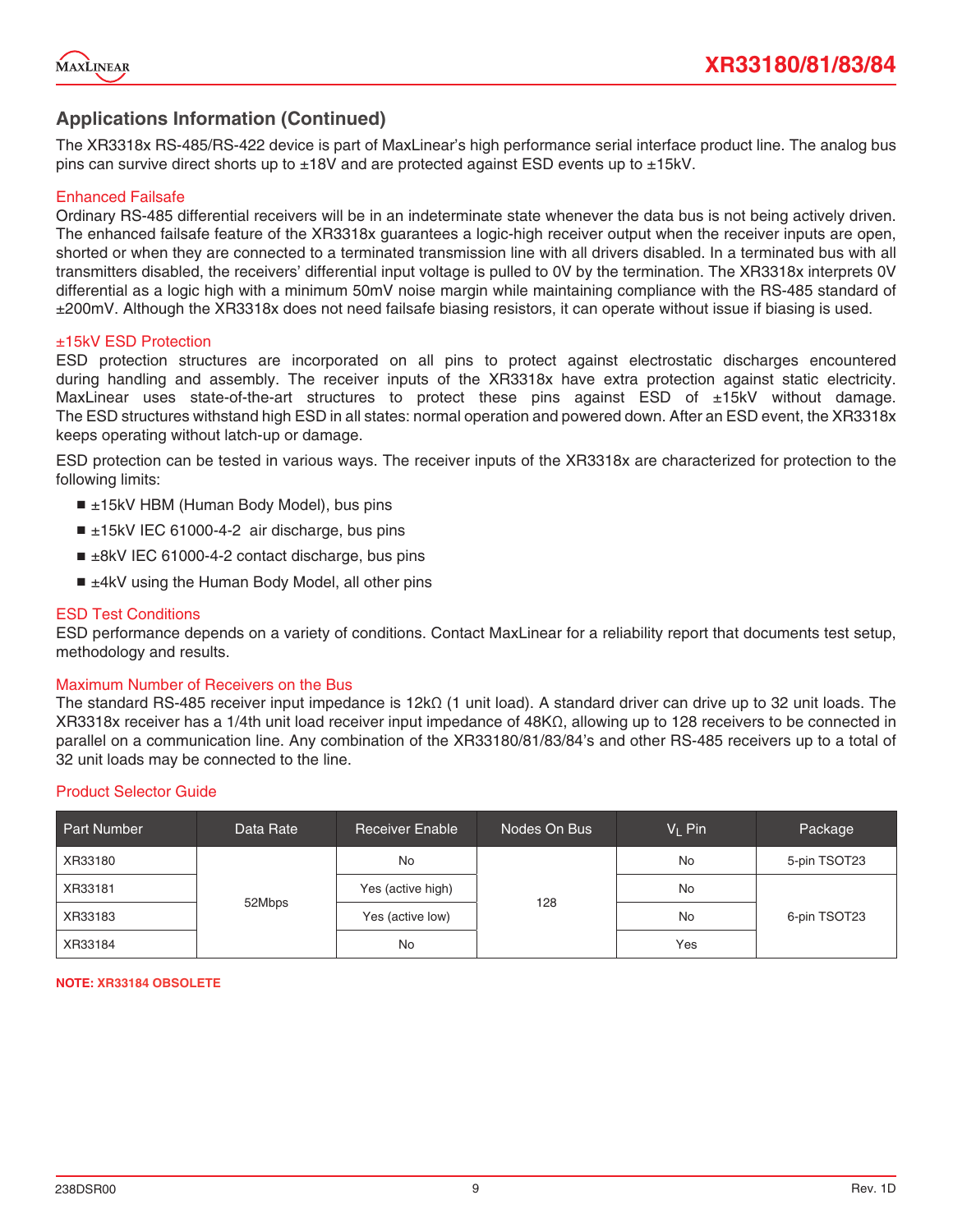## Applications Information (Continued)

The XR3318x RS-485/RS-422 device is part of MaxLinear's high performance serial interface product line. The analog bus pins can survive direct shorts up to ±18V and are protected against ESD events up to ±15kV.

### Enhanced Failsafe

Ordinary RS-485 differential receivers will be in an indeterminate state whenever the data bus is not being actively driven. The enhanced failsafe feature of the XR3318x guarantees a logic-high receiver output when the receiver inputs are open, shorted or when they are connected to a terminated transmission line with all drivers disabled. In a terminated bus with all transmitters disabled, the receivers' differential input voltage is pulled to 0V by the termination. The XR3318x interprets 0V differential as a logic high with a minimum 50mV noise margin while maintaining compliance with the RS-485 standard of ±200mV. Although the XR3318x does not need failsafe biasing resistors, it can operate without issue if biasing is used.

### ±15kV ESD Protection

ESD protection structures are incorporated on all pins to protect against electrostatic discharges encountered during handling and assembly. The receiver inputs of the XR3318x have extra protection against static electricity. MaxLinear uses state-of-the-art structures to protect these pins against ESD of ±15kV without damage. The ESD structures withstand high ESD in all states: normal operation and powered down. After an ESD event, the XR3318x keeps operating without latch-up or damage.

ESD protection can be tested in various ways. The receiver inputs of the XR3318x are characterized for protection to the following limits:

- ±15kV HBM (Human Body Model), bus pins
- ±15kV IEC 61000-4-2 air discharge, bus pins
- ±8kV IEC 61000-4-2 contact discharge, bus pins
- ±4kV using the Human Body Model, all other pins

### ESD Test Conditions

ESD performance depends on a variety of conditions. Contact MaxLinear for a reliability report that documents test setup, methodology and results.

### Maximum Number of Receivers on the Bus

The standard RS-485 receiver input impedance is 12kΩ (1 unit load). A standard driver can drive up to 32 unit loads. The XR3318x receiver has a 1/4th unit load receiver input impedance of 48KΩ, allowing up to 128 receivers to be connected in parallel on a communication line. Any combination of the XR33180/81/83/84's and other RS-485 receivers up to a total of 32 unit loads may be connected to the line.

### Product Selector Guide

| Part Number | Data Rate | Receiver Enable | Nodes On Bus | $V_L$ Pin | Package |
|---|---|---|---|---|---|
| XR33180 | 52Mbps | No | 128 | No | 5-pin TSOT23 |
| XR33181 | 52Mbps | Yes (active high) | 128 | No | 6-pin TSOT23 |
| XR33183 | 52Mbps | Yes (active low) | 128 | No | 6-pin TSOT23 |
| XR33184 | 52Mbps | No | 128 | Yes | 6-pin TSOT23 |

**NOTE: XR33184 OBSOLETE**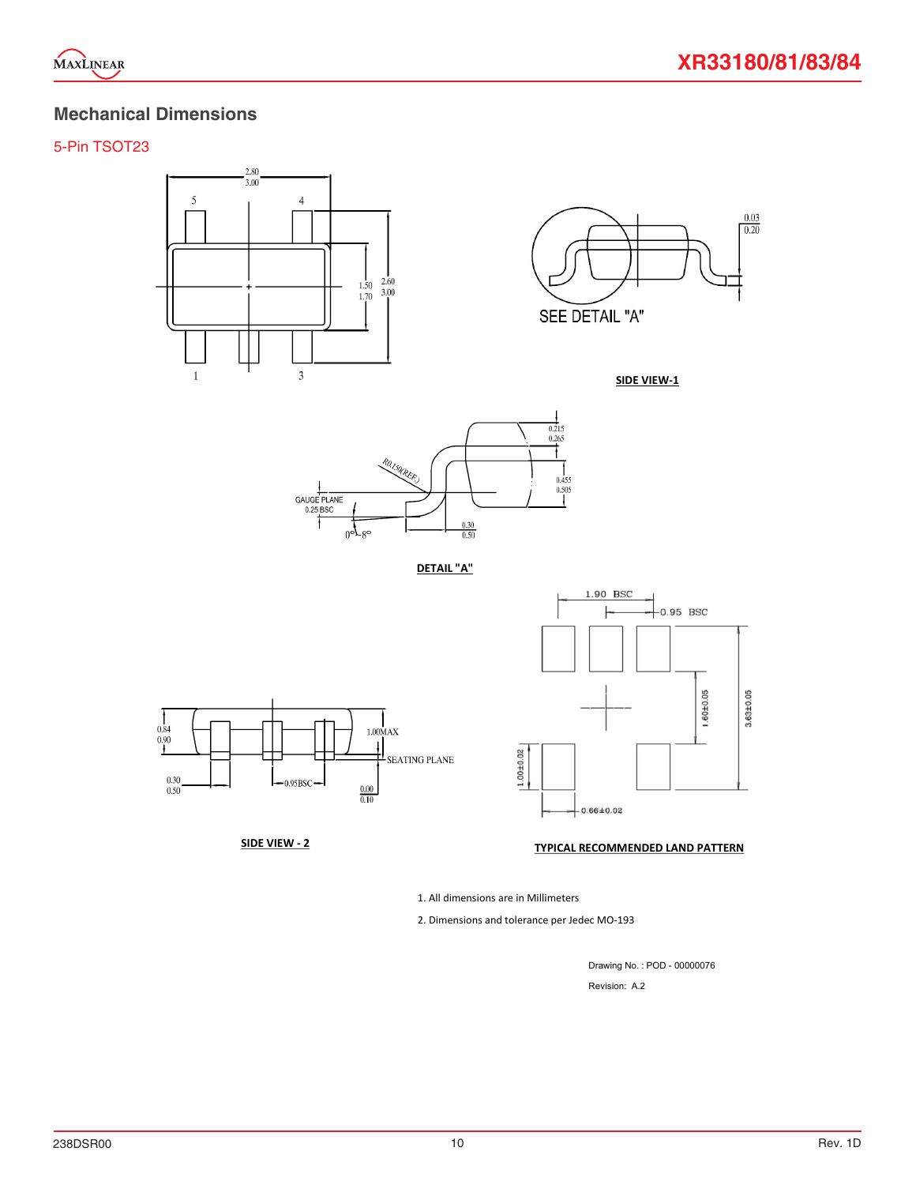## Mechanical Dimensions

### 5-Pin TSOT23

SIDE VIEW-1

DETAIL "A"

SIDE VIEW - 2

TYPICAL RECOMMENDED LAND PATTERN

1. All dimensions are in Millimeters
2. Dimensions and tolerance per Jedec MO-193

Drawing No. : POD - 00000076

Revision: A.2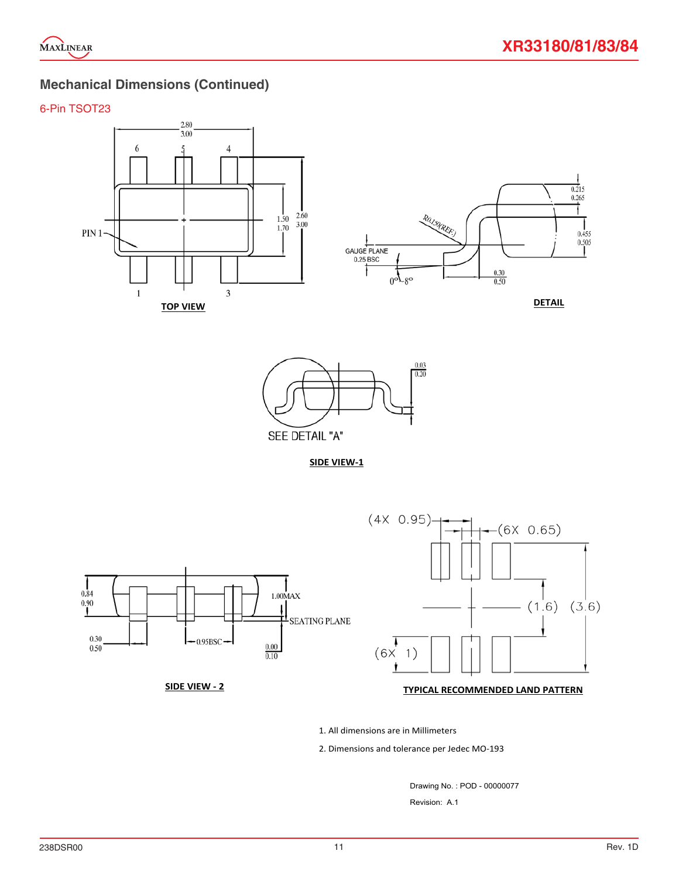## Mechanical Dimensions (Continued)

### 6-Pin TSOT23

TOP VIEW

DETAIL

SEE DETAIL "A"

SIDE VIEW-1

SIDE VIEW - 2

TYPICAL RECOMMENDED LAND PATTERN

1. All dimensions are in Millimeters
2. Dimensions and tolerance per Jedec MO-193

Drawing No. : POD - 00000077

Revision: A.1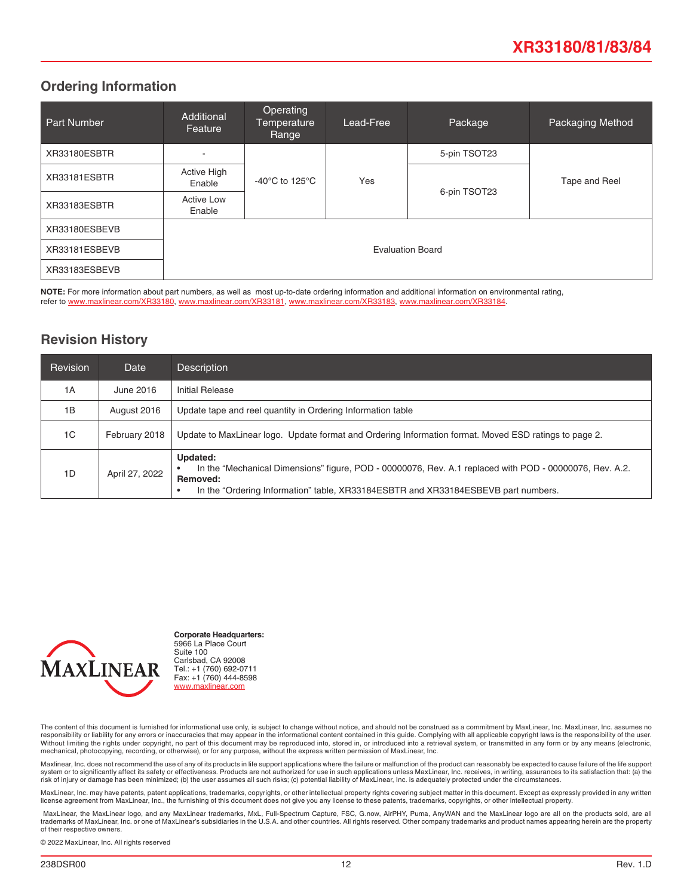## Ordering Information

| Part Number | Additional Feature | Operating Temperature Range | Lead-Free | Package | Packaging Method |
|---|---|---|---|---|---|
| XR33180ESBTR | - | -40°C to 125°C | Yes | 5-pin TSOT23 | Tape and Reel |
| XR33181ESBTR | Active High Enable | -40°C to 125°C | Yes | 6-pin TSOT23 | Tape and Reel |
| XR33183ESBTR | Active Low Enable | -40°C to 125°C | Yes | 6-pin TSOT23 | Tape and Reel |
| XR33180ESBEVB | Evaluation Board | | | | |
| XR33181ESBEVB | Evaluation Board | | | | |
| XR33183ESBEVB | Evaluation Board | | | | |

**NOTE:** For more information about part numbers, as well as most up-to-date ordering information and additional information on environmental rating, refer to www.maxlinear.com/XR33180, www.maxlinear.com/XR33181, www.maxlinear.com/XR33183, www.maxlinear.com/XR33184.

## Revision History

| Revision | Date | Description |
|---|---|---|
| 1A | June 2016 | Initial Release |
| 1B | August 2016 | Update tape and reel quantity in Ordering Information table |
| 1C | February 2018 | Update to MaxLinear logo. Update format and Ordering Information format. Moved ESD ratings to page 2. |
| 1D | April 27, 2022 | **Updated:** • In the "Mechanical Dimensions" figure, POD - 00000076, Rev. A.1 replaced with POD - 00000076, Rev. A.2. **Removed:** • In the "Ordering Information" table, XR33184ESBTR and XR33184ESBEVB part numbers. |

MAXLINEAR

**Corporate Headquarters:**
5966 La Place Court
Suite 100
Carlsbad, CA 92008
Tel.: +1 (760) 692-0711
Fax: +1 (760) 444-8598
www.maxlinear.com

The content of this document is furnished for informational use only, is subject to change without notice, and should not be construed as a commitment by MaxLinear, Inc. MaxLinear, Inc. assumes no responsibility or liability for any errors or inaccuracies that may appear in the informational content contained in this guide. Complying with all applicable copyright laws is the responsibility of the user. Without limiting the rights under copyright, no part of this document may be reproduced into, stored in, or introduced into a retrieval system, or transmitted in any form or by any means (electronic, mechanical, photocopying, recording, or otherwise), or for any purpose, without the express written permission of MaxLinear, Inc.

Maxlinear, Inc. does not recommend the use of any of its products in life support applications where the failure or malfunction of the product can reasonably be expected to cause failure of the life support system or to significantly affect its safety or effectiveness. Products are not authorized for use in such applications unless MaxLinear, Inc. receives, in writing, assurances to its satisfaction that: (a) the risk of injury or damage has been minimized; (b) the user assumes all such risks; (c) potential liability of MaxLinear, Inc. is adequately protected under the circumstances.

MaxLinear, Inc. may have patents, patent applications, trademarks, copyrights, or other intellectual property rights covering subject matter in this document. Except as expressly provided in any written license agreement from MaxLinear, Inc., the furnishing of this document does not give you any license to these patents, trademarks, copyrights, or other intellectual property.

MaxLinear, the MaxLinear logo, and any MaxLinear trademarks, MxL, Full-Spectrum Capture, FSC, G.now, AirPHY, Puma, AnyWAN and the MaxLinear logo are all on the products sold, are all trademarks of MaxLinear, Inc. or one of MaxLinear's subsidiaries in the U.S.A. and other countries. All rights reserved. Other company trademarks and product names appearing herein are the property of their respective owners.

© 2022 MaxLinear, Inc. All rights reserved